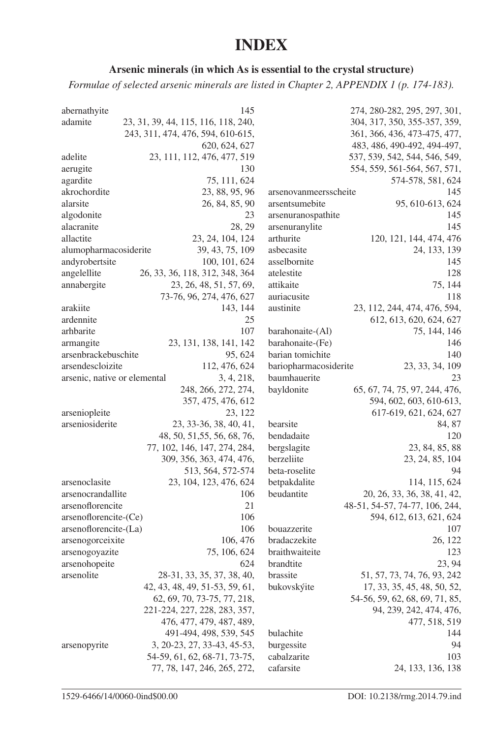# INDEX

## Arsenic minerals (in which As is essential to the crystal structure)

*Formulae of selected arsenic minerals are listed in Chapter 2, APPENDIX 1 (p. 174-183).*

abernathyite 145
adamite 23, 31, 39, 44, 115, 116, 118, 240, 243, 311, 474, 476, 594, 610-615, 620, 624, 627
adelite 23, 111, 112, 476, 477, 519
aerugite 130
agardite 75, 111, 624
akrochordite 23, 88, 95, 96
alarsite 26, 84, 85, 90
algodonite 23
alacranite 28, 29
allactite 23, 24, 104, 124
alumopharmacosiderite 39, 43, 75, 109
andyrobertsite 100, 101, 624
angelellite 26, 33, 36, 118, 312, 348, 364
annabergite 23, 26, 48, 51, 57, 69, 73-76, 96, 274, 476, 627
arakiite 143, 144
ardennite 25
arhbarite 107
armangite 23, 131, 138, 141, 142
arsenbrackebuschite 95, 624
arsendescloizite 112, 476, 624
arsenic, native or elemental 3, 4, 218, 248, 266, 272, 274, 357, 475, 476, 612
arseniopleite 23, 122
arseniosiderite 23, 33-36, 38, 40, 41, 48, 50, 51,55, 56, 68, 76, 77, 102, 146, 147, 274, 284, 309, 356, 363, 474, 476, 513, 564, 572-574
arsenoclasite 23, 104, 123, 476, 624
arsenocrandallite 106
arsenoflorencite 21
arsenoflorencite-(Ce) 106
arsenoflorencite-(La) 106
arsenogorceixite 106, 476
arsenogoyazite 75, 106, 624
arsenohopeite 624
arsenolite 28-31, 33, 35, 37, 38, 40, 42, 43, 48, 49, 51-53, 59, 61, 62, 69, 70, 73-75, 77, 218, 221-224, 227, 228, 283, 357, 476, 477, 479, 487, 489, 491-494, 498, 539, 545
arsenopyrite 3, 20-23, 27, 33-43, 45-53, 54-59, 61, 62, 68-71, 73-75, 77, 78, 147, 246, 265, 272, 274, 280-282, 295, 297, 301, 304, 317, 350, 355-357, 359, 361, 366, 436, 473-475, 477, 483, 486, 490-492, 494-497, 537, 539, 542, 544, 546, 549, 554, 559, 561-564, 567, 571, 574-578, 581, 624
arsenovanmeersscheite 145
arsentsumebite 95, 610-613, 624
arsenuranospathite 145
arsenuranylite 145
arthurite 120, 121, 144, 474, 476
asbecasite 24, 133, 139
asselbornite 145
atelestite 128
attikaite 75, 144
auriacusite 118
austinite 23, 112, 244, 474, 476, 594, 612, 613, 620, 624, 627
barahonaite-(Al) 75, 144, 146
barahonaite-(Fe) 146
barian tomichite 140
bariopharmacosiderite 23, 33, 34, 109
baumhauerite 23
bayldonite 65, 67, 74, 75, 97, 244, 476, 594, 602, 603, 610-613, 617-619, 621, 624, 627
bearsite 84, 87
bendadaite 120
bergslagite 23, 84, 85, 88
berzeliite 23, 24, 85, 104
beta-roselite 94
betpakdalite 114, 115, 624
beudantite 20, 26, 33, 36, 38, 41, 42, 48-51, 54-57, 74-77, 106, 244, 594, 612, 613, 621, 624
bouazzerite 107
bradaczekite 26, 122
braithwaiteite 123
brandtite 23, 94
brassite 51, 57, 73, 74, 76, 93, 242
bukovskýite 17, 33, 35, 45, 48, 50, 52, 54-56, 59, 62, 68, 69, 71, 85, 94, 239, 242, 474, 476, 477, 518, 519
bulachite 144
burgessite 94
cabalzarite 103
cafarsite 24, 133, 136, 138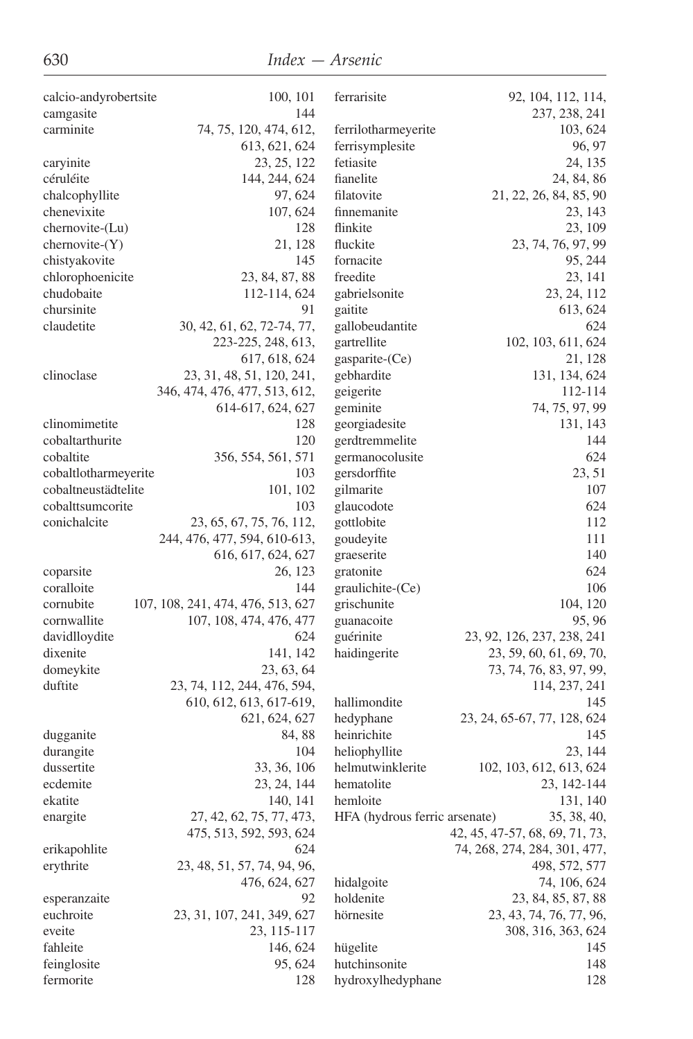| Mineral | Pages |
|---|---|
| calcio-andyrobertsite | 100, 101 |
| camgasite | 144 |
| carminite | 74, 75, 120, 474, 612, 613, 621, 624 |
| caryinite | 23, 25, 122 |
| céruléite | 144, 244, 624 |
| chalcophyllite | 97, 624 |
| chenevixite | 107, 624 |
| chernovite-(Lu) | 128 |
| chernovite-(Y) | 21, 128 |
| chistyakovite | 145 |
| chlorophoenicite | 23, 84, 87, 88 |
| chudobaite | 112-114, 624 |
| chursinite | 91 |
| claudetite | 30, 42, 61, 62, 72-74, 77, 223-225, 248, 613, 617, 618, 624 |
| clinoclase | 23, 31, 48, 51, 120, 241, 346, 474, 476, 477, 513, 612, 614-617, 624, 627 |
| clinomimetite | 128 |
| cobaltarthurite | 120 |
| cobaltite | 356, 554, 561, 571 |
| cobaltlotharmeyerite | 103 |
| cobaltneustädtelite | 101, 102 |
| cobalttsumcorite | 103 |
| conichalcite | 23, 65, 67, 75, 76, 112, 244, 476, 477, 594, 610-613, 616, 617, 624, 627 |
| coparsite | 26, 123 |
| coralloite | 144 |
| cornubite | 107, 108, 241, 474, 476, 513, 627 |
| cornwallite | 107, 108, 474, 476, 477 |
| davidlloydite | 624 |
| dixenite | 141, 142 |
| domeykite | 23, 63, 64 |
| duftite | 23, 74, 112, 244, 476, 594, 610, 612, 613, 617-619, 621, 624, 627 |
| dugganite | 84, 88 |
| durangite | 104 |
| dussertite | 33, 36, 106 |
| ecdemite | 23, 24, 144 |
| ekatite | 140, 141 |
| enargite | 27, 42, 62, 75, 77, 473, 475, 513, 592, 593, 624 |
| erikapohlite | 624 |
| erythrite | 23, 48, 51, 57, 74, 94, 96, 476, 624, 627 |
| esperanzaite | 92 |
| euchroite | 23, 31, 107, 241, 349, 627 |
| eveite | 23, 115-117 |
| fahleite | 146, 624 |
| feinglosite | 95, 624 |
| fermorite | 128 |
| ferrarisite | 92, 104, 112, 114, 237, 238, 241 |
| ferrilotharmeyerite | 103, 624 |
| ferrisymplesite | 96, 97 |
| fetiasite | 24, 135 |
| fianelite | 24, 84, 86 |
| filatovite | 21, 22, 26, 84, 85, 90 |
| finnemanite | 23, 143 |
| flinkite | 23, 109 |
| fluckite | 23, 74, 76, 97, 99 |
| fornacite | 95, 244 |
| freedite | 23, 141 |
| gabrielsonite | 23, 24, 112 |
| gaitite | 613, 624 |
| gallobeudantite | 624 |
| gartrellite | 102, 103, 611, 624 |
| gasparite-(Ce) | 21, 128 |
| gebhardite | 131, 134, 624 |
| geigerite | 112-114 |
| geminite | 74, 75, 97, 99 |
| georgiadesite | 131, 143 |
| gerdtremmelite | 144 |
| germanocolusite | 624 |
| gersdorffite | 23, 51 |
| gilmarite | 107 |
| glaucodote | 624 |
| gottlobite | 112 |
| goudeyite | 111 |
| graeserite | 140 |
| gratonite | 624 |
| graulichite-(Ce) | 106 |
| grischunite | 104, 120 |
| guanacoite | 95, 96 |
| guérinite | 23, 92, 126, 237, 238, 241 |
| haidingerite | 23, 59, 60, 61, 69, 70, 73, 74, 76, 83, 97, 99, 114, 237, 241 |
| hallimondite | 145 |
| hedyphane | 23, 24, 65-67, 77, 128, 624 |
| heinrichite | 145 |
| heliophyllite | 23, 144 |
| helmutwinklerite | 102, 103, 612, 613, 624 |
| hematolite | 23, 142-144 |
| hemloite | 131, 140 |
| HFA (hydrous ferric arsenate) | 35, 38, 40, 42, 45, 47-57, 68, 69, 71, 73, 74, 268, 274, 284, 301, 477, 498, 572, 577 |
| hidalgoite | 74, 106, 624 |
| holdenite | 23, 84, 85, 87, 88 |
| hörnesite | 23, 43, 74, 76, 77, 96, 308, 316, 363, 624 |
| hügelite | 145 |
| hutchinsonite | 148 |
| hydroxylhedyphane | 128 |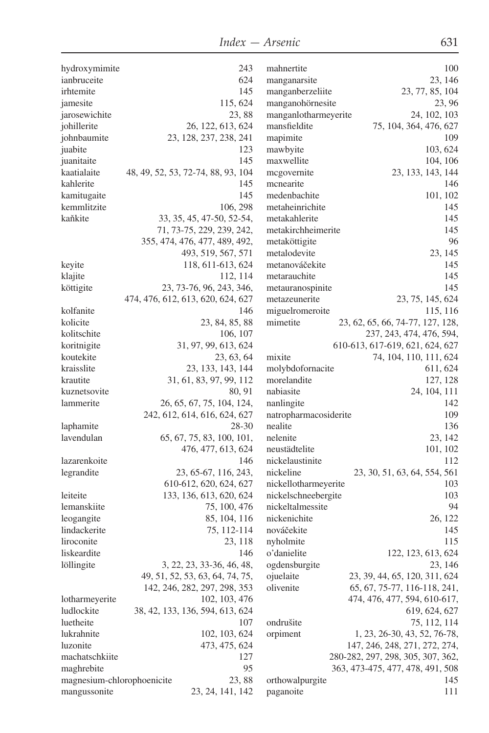hydroxymimite 243
ianbruceite 624
irhtemite 145
jamesite 115, 624
jarosewichite 23, 88
johillerite 26, 122, 613, 624
johnbaumite 23, 128, 237, 238, 241
juabite 123
juanitaite 145
kaatialaite 48, 49, 52, 53, 72-74, 88, 93, 104
kahlerite 145
kamitugaite 145
kemmlitzite 106, 298
kaňkite 33, 35, 45, 47-50, 52-54, 71, 73-75, 229, 239, 242, 355, 474, 476, 477, 489, 492, 493, 519, 567, 571
keyite 118, 611-613, 624
klajite 112, 114
köttigite 23, 73-76, 96, 243, 346, 474, 476, 612, 613, 620, 624, 627
kolfanite 146
kolicite 23, 84, 85, 88
kolitschite 106, 107
koritnigite 31, 97, 99, 613, 624
koutekite 23, 63, 64
kraisslite 23, 133, 143, 144
krautite 31, 61, 83, 97, 99, 112
kuznetsovite 80, 91
lammerite 26, 65, 67, 75, 104, 124, 242, 612, 614, 616, 624, 627
laphamite 28-30
lavendulan 65, 67, 75, 83, 100, 101, 476, 477, 613, 624
lazarenkoite 146
legrandite 23, 65-67, 116, 243, 610-612, 620, 624, 627
leiteite 133, 136, 613, 620, 624
lemanskiite 75, 100, 476
leogangite 85, 104, 116
lindackerite 75, 112-114
liroconite 23, 118
liskeardite 146
löllingite 3, 22, 23, 33-36, 46, 48, 49, 51, 52, 53, 63, 64, 74, 75, 142, 246, 282, 297, 298, 353
lotharmeyerite 102, 103, 476
ludlockite 38, 42, 133, 136, 594, 613, 624
luetheite 107
lukrahnite 102, 103, 624
luzonite 473, 475, 624
machatschkiite 127
maghrebite 95
magnesium-chlorophoenicite 23, 88
mangussonite 23, 24, 141, 142
mahnertite 100
manganarsite 23, 146
manganberzeliite 23, 77, 85, 104
manganohörnesite 23, 96
manganlotharmeyerite 24, 102, 103
mansfieldite 75, 104, 364, 476, 627
mapimite 109
mawbyite 103, 624
maxwellite 104, 106
mcgovernite 23, 133, 143, 144
mcnearite 146
medenbachite 101, 102
metaheinrichite 145
metakahlerite 145
metakirchheimerite 145
metaköttigite 96
metalodevite 23, 145
metanováčekite 145
metarauchite 145
metauranospinite 145
metazeunerite 23, 75, 145, 624
miguelromeroite 115, 116
mimetite 23, 62, 65, 66, 74-77, 127, 128, 237, 243, 474, 476, 594, 610-613, 617-619, 621, 624, 627
mixite 74, 104, 110, 111, 624
molybdofornacite 611, 624
morelandite 127, 128
nabiasite 24, 104, 111
nanlingite 142
natropharmacosiderite 109
nealite 136
nelenite 23, 142
neustädtelite 101, 102
nickelaustinite 112
nickeline 23, 30, 51, 63, 64, 554, 561
nickellotharmeyerite 103
nickelschneebergite 103
nickeltalmessite 94
nickenichite 26, 122
nováčekite 145
nyholmite 115
o'danielite 122, 123, 613, 624
ogdensburgite 23, 146
ojuelaite 23, 39, 44, 65, 120, 311, 624
olivenite 65, 67, 75-77, 116-118, 241, 474, 476, 477, 594, 610-617, 619, 624, 627
ondrušite 75, 112, 114
orpiment 1, 23, 26-30, 43, 52, 76-78, 147, 246, 248, 271, 272, 274, 280-282, 297, 298, 305, 307, 362, 363, 473-475, 477, 478, 491, 508
orthowalpurgite 145
paganoite 111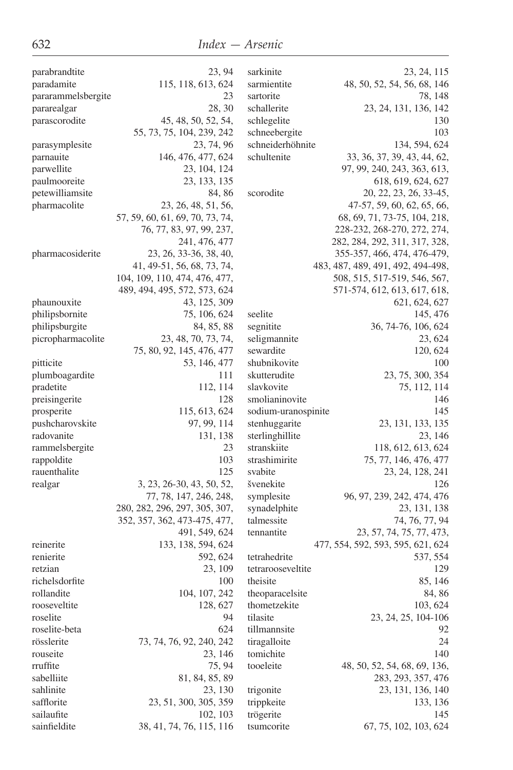parabrandtite 23, 94
paradamite 115, 118, 613, 624
pararammelsbergite 23
pararealgar 28, 30
parascorodite 45, 48, 50, 52, 54, 55, 73, 75, 104, 239, 242
parasymplesite 23, 74, 96
parnauite 146, 476, 477, 624
parwellite 23, 104, 124
paulmooreite 23, 133, 135
petewilliamsite 84, 86
pharmacolite 23, 26, 48, 51, 56, 57, 59, 60, 61, 69, 70, 73, 74, 76, 77, 83, 97, 99, 237, 241, 476, 477
pharmacosiderite 23, 26, 33-36, 38, 40, 41, 49-51, 56, 68, 73, 74, 104, 109, 110, 474, 476, 477, 489, 494, 495, 572, 573, 624
phaunouxite 43, 125, 309
philipsbornite 75, 106, 624
philipsburgite 84, 85, 88
picropharmacolite 23, 48, 70, 73, 74, 75, 80, 92, 145, 476, 477
pitticite 53, 146, 477
plumboagardite 111
pradetite 112, 114
preisingerite 128
prosperite 115, 613, 624
pushcharovskite 97, 99, 114
radovanite 131, 138
rammelsbergite 23
rappoldite 103
rauenthalite 125
realgar 3, 23, 26-30, 43, 50, 52, 77, 78, 147, 246, 248, 280, 282, 296, 297, 305, 307, 352, 357, 362, 473-475, 477, 491, 549, 624
reinerite 133, 138, 594, 624
renierite 592, 624
retzian 23, 109
richelsdorfite 100
rollandite 104, 107, 242
rooseveltite 128, 627
roselite 94
roselite-beta 624
rösslerite 73, 74, 76, 92, 240, 242
rouseite 23, 146
rruffite 75, 94
sabelliite 81, 84, 85, 89
sahlinite 23, 130
safflorite 23, 51, 300, 305, 359
sailaufite 102, 103
sainfieldite 38, 41, 74, 76, 115, 116
sarkinite 23, 24, 115
sarmientite 48, 50, 52, 54, 56, 68, 146
sartorite 78, 148
schallerite 23, 24, 131, 136, 142
schlegelite 130
schneebergite 103
schneiderhöhnite 134, 594, 624
schultenite 33, 36, 37, 39, 43, 44, 62, 97, 99, 240, 243, 363, 613, 618, 619, 624, 627
scorodite 20, 22, 23, 26, 33-45, 47-57, 59, 60, 62, 65, 66, 68, 69, 71, 73-75, 104, 218, 228-232, 268-270, 272, 274, 282, 284, 292, 311, 317, 328, 355-357, 466, 474, 476-479, 483, 487, 489, 491, 492, 494-498, 508, 515, 517-519, 546, 567, 571-574, 612, 613, 617, 618, 621, 624, 627
seelite 145, 476
segnitite 36, 74-76, 106, 624
seligmannite 23, 624
sewardite 120, 624
shubnikovite 100
skutterudite 23, 75, 300, 354
slavkovite 75, 112, 114
smolianinovite 146
sodium-uranospinite 145
stenhuggarite 23, 131, 133, 135
sterlinghillite 23, 146
stranskiite 118, 612, 613, 624
strashimirite 75, 77, 146, 476, 477
svabite 23, 24, 128, 241
švenekite 126
symplesite 96, 97, 239, 242, 474, 476
synadelphite 23, 131, 138
talmessite 74, 76, 77, 94
tennantite 23, 57, 74, 75, 77, 473, 477, 554, 592, 593, 595, 621, 624
tetrahedrite 537, 554
tetrarooseveltite 129
theisite 85, 146
theoparacelsite 84, 86
thometzekite 103, 624
tilasite 23, 24, 25, 104-106
tillmannsite 92
tiragalloite 24
tomichite 140
tooeleite 48, 50, 52, 54, 68, 69, 136, 283, 293, 357, 476
trigonite 23, 131, 136, 140
trippkeite 133, 136
trögerite 145
tsumcorite 67, 75, 102, 103, 624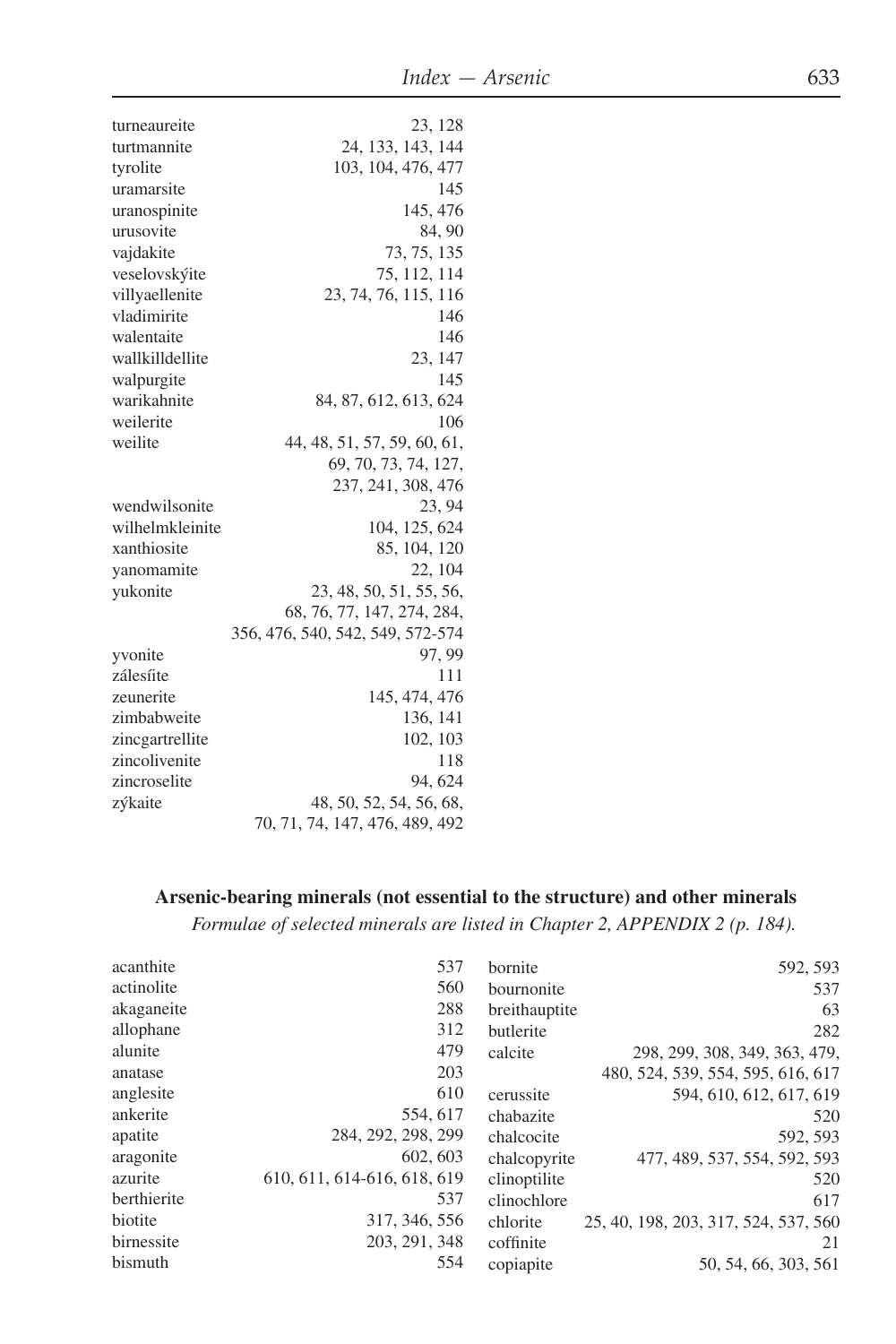| | |
|---|---|
| turneaureite | 23, 128 |
| turtmannite | 24, 133, 143, 144 |
| tyrolite | 103, 104, 476, 477 |
| uramarsite | 145 |
| uranospinite | 145, 476 |
| urusovite | 84, 90 |
| vajdakite | 73, 75, 135 |
| veselovskýite | 75, 112, 114 |
| villyaellenite | 23, 74, 76, 115, 116 |
| vladimirite | 146 |
| walentaite | 146 |
| wallkilldellite | 23, 147 |
| walpurgite | 145 |
| warikahnite | 84, 87, 612, 613, 624 |
| weilerite | 106 |
| weilite | 44, 48, 51, 57, 59, 60, 61, 69, 70, 73, 74, 127, 237, 241, 308, 476 |
| wendwilsonite | 23, 94 |
| wilhelmkleinite | 104, 125, 624 |
| xanthiosite | 85, 104, 120 |
| yanomamite | 22, 104 |
| yukonite | 23, 48, 50, 51, 55, 56, 68, 76, 77, 147, 274, 284, 356, 476, 540, 542, 549, 572-574 |
| yvonite | 97, 99 |
| zálesíite | 111 |
| zeunerite | 145, 474, 476 |
| zimbabweite | 136, 141 |
| zincgartrellite | 102, 103 |
| zincolivenite | 118 |
| zincroselite | 94, 624 |
| zýkaite | 48, 50, 52, 54, 56, 68, 70, 71, 74, 147, 476, 489, 492 |

## Arsenic-bearing minerals (not essential to the structure) and other minerals

*Formulae of selected minerals are listed in Chapter 2, APPENDIX 2 (p. 184).*

| | |
|---|---|
| acanthite | 537 |
| actinolite | 560 |
| akaganeite | 288 |
| allophane | 312 |
| alunite | 479 |
| anatase | 203 |
| anglesite | 610 |
| ankerite | 554, 617 |
| apatite | 284, 292, 298, 299 |
| aragonite | 602, 603 |
| azurite | 610, 611, 614-616, 618, 619 |
| berthierite | 537 |
| biotite | 317, 346, 556 |
| birnessite | 203, 291, 348 |
| bismuth | 554 |
| bornite | 592, 593 |
| bournonite | 537 |
| breithauptite | 63 |
| butlerite | 282 |
| calcite | 298, 299, 308, 349, 363, 479, 480, 524, 539, 554, 595, 616, 617 |
| cerussite | 594, 610, 612, 617, 619 |
| chabazite | 520 |
| chalcocite | 592, 593 |
| chalcopyrite | 477, 489, 537, 554, 592, 593 |
| clinoptilite | 520 |
| clinochlore | 617 |
| chlorite | 25, 40, 198, 203, 317, 524, 537, 560 |
| coffinite | 21 |
| copiapite | 50, 54, 66, 303, 561 |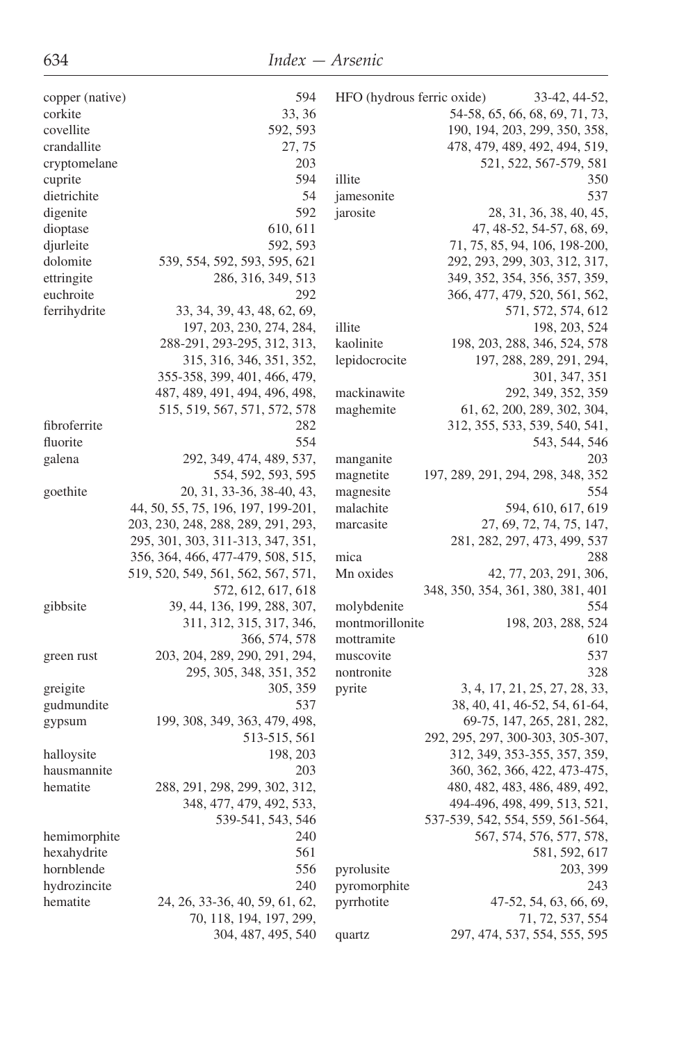copper (native) 594
corkite 33, 36
covellite 592, 593
crandallite 27, 75
cryptomelane 203
cuprite 594
dietrichite 54
digenite 592
dioptase 610, 611
djurleite 592, 593
dolomite 539, 554, 592, 593, 595, 621
ettringite 286, 316, 349, 513
euchroite 292
ferrihydrite 33, 34, 39, 43, 48, 62, 69, 197, 203, 230, 274, 284, 288-291, 293-295, 312, 313, 315, 316, 346, 351, 352, 355-358, 399, 401, 466, 479, 487, 489, 491, 494, 496, 498, 515, 519, 567, 571, 572, 578
fibroferrite 282
fluorite 554
galena 292, 349, 474, 489, 537, 554, 592, 593, 595
goethite 20, 31, 33-36, 38-40, 43, 44, 50, 55, 75, 196, 197, 199-201, 203, 230, 248, 288, 289, 291, 293, 295, 301, 303, 311-313, 347, 351, 356, 364, 466, 477-479, 508, 515, 519, 520, 549, 561, 562, 567, 571, 572, 612, 617, 618
gibbsite 39, 44, 136, 199, 288, 307, 311, 312, 315, 317, 346, 366, 574, 578
green rust 203, 204, 289, 290, 291, 294, 295, 305, 348, 351, 352
greigite 305, 359
gudmundite 537
gypsum 199, 308, 349, 363, 479, 498, 513-515, 561
halloysite 198, 203
hausmannite 203
hematite 288, 291, 298, 299, 302, 312, 348, 477, 479, 492, 533, 539-541, 543, 546
hemimorphite 240
hexahydrite 561
hornblende 556
hydrozincite 240
hematite 24, 26, 33-36, 40, 59, 61, 62, 70, 118, 194, 197, 299, 304, 487, 495, 540
HFO (hydrous ferric oxide) 33-42, 44-52, 54-58, 65, 66, 68, 69, 71, 73, 190, 194, 203, 299, 350, 358, 478, 479, 489, 492, 494, 519, 521, 522, 567-579, 581
illite 350
jamesonite 537
jarosite 28, 31, 36, 38, 40, 45, 47, 48-52, 54-57, 68, 69, 71, 75, 85, 94, 106, 198-200, 292, 293, 299, 303, 312, 317, 349, 352, 354, 356, 357, 359, 366, 477, 479, 520, 561, 562, 571, 572, 574, 612
illite 198, 203, 524
kaolinite 198, 203, 288, 346, 524, 578
lepidocrocite 197, 288, 289, 291, 294, 301, 347, 351
mackinawite 292, 349, 352, 359
maghemite 61, 62, 200, 289, 302, 304, 312, 355, 533, 539, 540, 541, 543, 544, 546
manganite 203
magnetite 197, 289, 291, 294, 298, 348, 352
magnesite 554
malachite 594, 610, 617, 619
marcasite 27, 69, 72, 74, 75, 147, 281, 282, 297, 473, 499, 537
mica 288
Mn oxides 42, 77, 203, 291, 306, 348, 350, 354, 361, 380, 381, 401
molybdenite 554
montmorillonite 198, 203, 288, 524
mottramite 610
muscovite 537
nontronite 328
pyrite 3, 4, 17, 21, 25, 27, 28, 33, 38, 40, 41, 46-52, 54, 61-64, 69-75, 147, 265, 281, 282, 292, 295, 297, 300-303, 305-307, 312, 349, 353-355, 357, 359, 360, 362, 366, 422, 473-475, 480, 482, 483, 486, 489, 492, 494-496, 498, 499, 513, 521, 537-539, 542, 554, 559, 561-564, 567, 574, 576, 577, 578, 581, 592, 617
pyrolusite 203, 399
pyromorphite 243
pyrrhotite 47-52, 54, 63, 66, 69, 71, 72, 537, 554
quartz 297, 474, 537, 554, 555, 595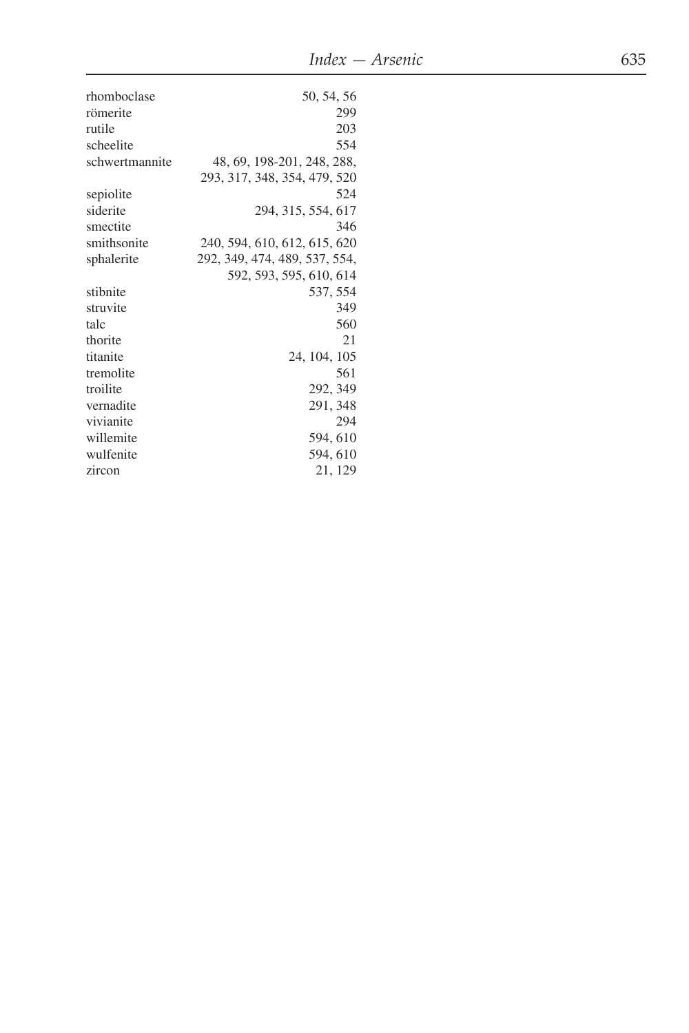| | |
|---|---|
| rhomboclase | 50, 54, 56 |
| römerite | 299 |
| rutile | 203 |
| scheelite | 554 |
| schwertmannite | 48, 69, 198-201, 248, 288, 293, 317, 348, 354, 479, 520 |
| sepiolite | 524 |
| siderite | 294, 315, 554, 617 |
| smectite | 346 |
| smithsonite | 240, 594, 610, 612, 615, 620 |
| sphalerite | 292, 349, 474, 489, 537, 554, 592, 593, 595, 610, 614 |
| stibnite | 537, 554 |
| struvite | 349 |
| talc | 560 |
| thorite | 21 |
| titanite | 24, 104, 105 |
| tremolite | 561 |
| troilite | 292, 349 |
| vernadite | 291, 348 |
| vivianite | 294 |
| willemite | 594, 610 |
| wulfenite | 594, 610 |
| zircon | 21, 129 |